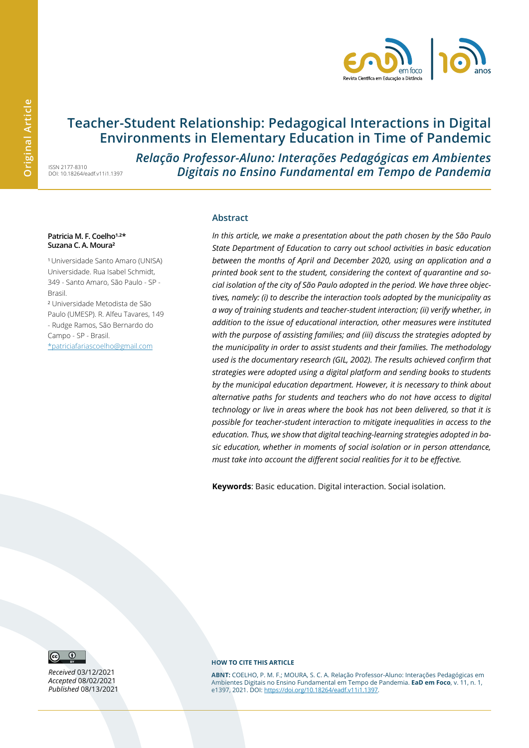Original Article

# Teacher-Student Relationship: Pedagogical Interactions in Digital Environments in Elementary Education in Time of Pandemic

## *Relação Professor-Aluno: Interações Pedagógicas em Ambientes Digitais no Ensino Fundamental em Tempo de Pandemia*

ISSN 2177-8310
DOI: 10.18264/eadf.v11i1.1397

**Patricia M. F. Coelho[1,2]*
Suzana C. A. Moura[2]**

[1] Universidade Santo Amaro (UNISA) Universidade. Rua Isabel Schmidt, 349 - Santo Amaro, São Paulo - SP - Brasil.

[2] Universidade Metodista de São Paulo (UMESP). R. Alfeu Tavares, 149 - Rudge Ramos, São Bernardo do Campo - SP - Brasil.

*patriciafariascoelho@gmail.com

### Abstract

*In this article, we make a presentation about the path chosen by the São Paulo State Department of Education to carry out school activities in basic education between the months of April and December 2020, using an application and a printed book sent to the student, considering the context of quarantine and social isolation of the city of São Paulo adopted in the period. We have three objectives, namely: (i) to describe the interaction tools adopted by the municipality as a way of training students and teacher-student interaction; (ii) verify whether, in addition to the issue of educational interaction, other measures were instituted with the purpose of assisting families; and (iii) discuss the strategies adopted by the municipality in order to assist students and their families. The methodology used is the documentary research (GIL, 2002). The results achieved confirm that strategies were adopted using a digital platform and sending books to students by the municipal education department. However, it is necessary to think about alternative paths for students and teachers who do not have access to digital technology or live in areas where the book has not been delivered, so that it is possible for teacher-student interaction to mitigate inequalities in access to the education. Thus, we show that digital teaching-learning strategies adopted in basic education, whether in moments of social isolation or in person attendance, must take into account the different social realities for it to be effective.*

**Keywords**: Basic education. Digital interaction. Social isolation.

*Received* 03/12/2021
*Accepted* 08/02/2021
*Published* 08/13/2021

**HOW TO CITE THIS ARTICLE**

**ABNT:** COELHO, P. M. F.; MOURA, S. C. A. Relação Professor-Aluno: Interações Pedagógicas em Ambientes Digitais no Ensino Fundamental em Tempo de Pandemia. **EaD em Foco**, v. 11, n. 1, e1397, 2021. DOI: https://doi.org/10.18264/eadf.v11i1.1397.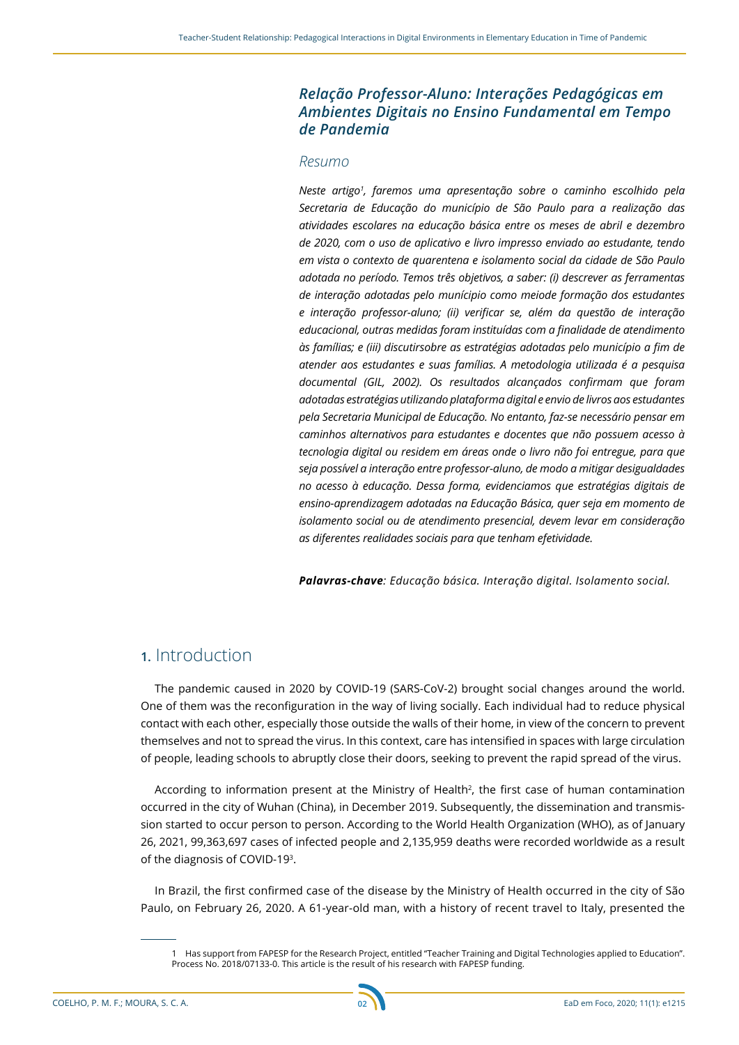## *Relação Professor-Aluno: Interações Pedagógicas em Ambientes Digitais no Ensino Fundamental em Tempo de Pandemia*

### *Resumo*

***Neste artigo[1], faremos uma apresentação sobre o caminho escolhido pela Secretaria de Educação do município de São Paulo para a realização das atividades escolares na educação básica entre os meses de abril e dezembro de 2020, com o uso de aplicativo e livro impresso enviado ao estudante, tendo em vista o contexto de quarentena e isolamento social da cidade de São Paulo adotada no período. Temos três objetivos, a saber: (i) descrever as ferramentas de interação adotadas pelo munícipio como meiode formação dos estudantes e interação professor-aluno; (ii) verificar se, além da questão de interação educacional, outras medidas foram instituídas com a finalidade de atendimento às famílias; e (iii) discutirsobre as estratégias adotadas pelo município a fim de atender aos estudantes e suas famílias. A metodologia utilizada é a pesquisa documental (GIL, 2002). Os resultados alcançados confirmam que foram adotadas estratégias utilizando plataforma digital e envio de livros aos estudantes pela Secretaria Municipal de Educação. No entanto, faz-se necessário pensar em caminhos alternativos para estudantes e docentes que não possuem acesso à tecnologia digital ou residem em áreas onde o livro não foi entregue, para que seja possível a interação entre professor-aluno, de modo a mitigar desigualdades no acesso à educação. Dessa forma, evidenciamos que estratégias digitais de ensino-aprendizagem adotadas na Educação Básica, quer seja em momento de isolamento social ou de atendimento presencial, devem levar em consideração as diferentes realidades sociais para que tenham efetividade.***

***Palavras-chave**: Educação básica. Interação digital. Isolamento social.*

# 1. Introduction

The pandemic caused in 2020 by COVID-19 (SARS-CoV-2) brought social changes around the world. One of them was the reconfiguration in the way of living socially. Each individual had to reduce physical contact with each other, especially those outside the walls of their home, in view of the concern to prevent themselves and not to spread the virus. In this context, care has intensified in spaces with large circulation of people, leading schools to abruptly close their doors, seeking to prevent the rapid spread of the virus.

According to information present at the Ministry of Health[2], the first case of human contamination occurred in the city of Wuhan (China), in December 2019. Subsequently, the dissemination and transmission started to occur person to person. According to the World Health Organization (WHO), as of January 26, 2021, 99,363,697 cases of infected people and 2,135,959 deaths were recorded worldwide as a result of the diagnosis of COVID-19[3].

In Brazil, the first confirmed case of the disease by the Ministry of Health occurred in the city of São Paulo, on February 26, 2020. A 61-year-old man, with a history of recent travel to Italy, presented the

1 Has support from FAPESP for the Research Project, entitled "Teacher Training and Digital Technologies applied to Education". Process No. 2018/07133-0. This article is the result of his research with FAPESP funding.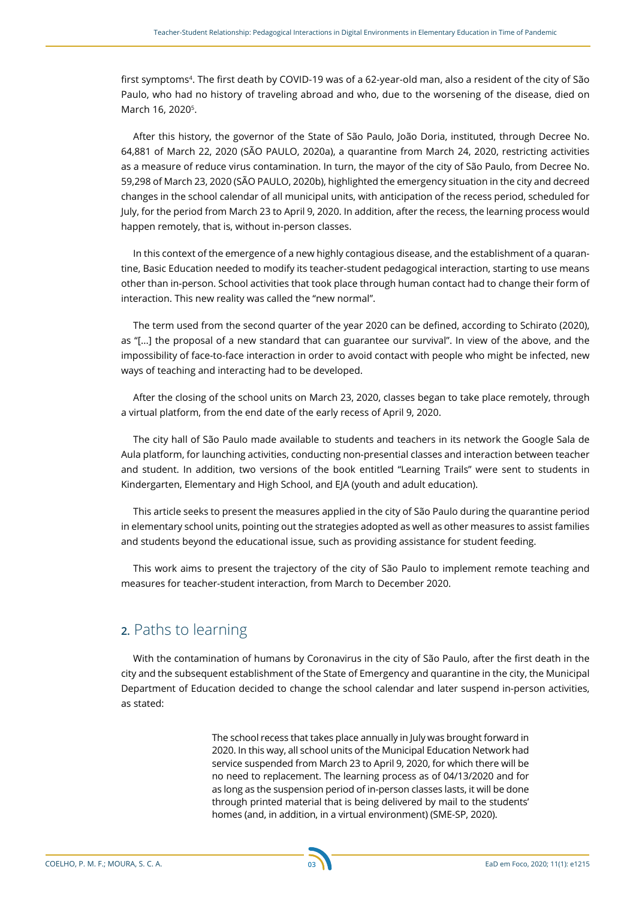first symptoms[4]. The first death by COVID-19 was of a 62-year-old man, also a resident of the city of São Paulo, who had no history of traveling abroad and who, due to the worsening of the disease, died on March 16, 2020[5].

After this history, the governor of the State of São Paulo, João Doria, instituted, through Decree No. 64,881 of March 22, 2020 (SÃO PAULO, 2020a), a quarantine from March 24, 2020, restricting activities as a measure of reduce virus contamination. In turn, the mayor of the city of São Paulo, from Decree No. 59,298 of March 23, 2020 (SÃO PAULO, 2020b), highlighted the emergency situation in the city and decreed changes in the school calendar of all municipal units, with anticipation of the recess period, scheduled for July, for the period from March 23 to April 9, 2020. In addition, after the recess, the learning process would happen remotely, that is, without in-person classes.

In this context of the emergence of a new highly contagious disease, and the establishment of a quarantine, Basic Education needed to modify its teacher-student pedagogical interaction, starting to use means other than in-person. School activities that took place through human contact had to change their form of interaction. This new reality was called the "new normal".

The term used from the second quarter of the year 2020 can be defined, according to Schirato (2020), as "[...] the proposal of a new standard that can guarantee our survival". In view of the above, and the impossibility of face-to-face interaction in order to avoid contact with people who might be infected, new ways of teaching and interacting had to be developed.

After the closing of the school units on March 23, 2020, classes began to take place remotely, through a virtual platform, from the end date of the early recess of April 9, 2020.

The city hall of São Paulo made available to students and teachers in its network the Google Sala de Aula platform, for launching activities, conducting non-presential classes and interaction between teacher and student. In addition, two versions of the book entitled "Learning Trails" were sent to students in Kindergarten, Elementary and High School, and EJA (youth and adult education).

This article seeks to present the measures applied in the city of São Paulo during the quarantine period in elementary school units, pointing out the strategies adopted as well as other measures to assist families and students beyond the educational issue, such as providing assistance for student feeding.

This work aims to present the trajectory of the city of São Paulo to implement remote teaching and measures for teacher-student interaction, from March to December 2020.

## 2. Paths to learning

With the contamination of humans by Coronavirus in the city of São Paulo, after the first death in the city and the subsequent establishment of the State of Emergency and quarantine in the city, the Municipal Department of Education decided to change the school calendar and later suspend in-person activities, as stated:

> The school recess that takes place annually in July was brought forward in 2020. In this way, all school units of the Municipal Education Network had service suspended from March 23 to April 9, 2020, for which there will be no need to replacement. The learning process as of 04/13/2020 and for as long as the suspension period of in-person classes lasts, it will be done through printed material that is being delivered by mail to the students' homes (and, in addition, in a virtual environment) (SME-SP, 2020).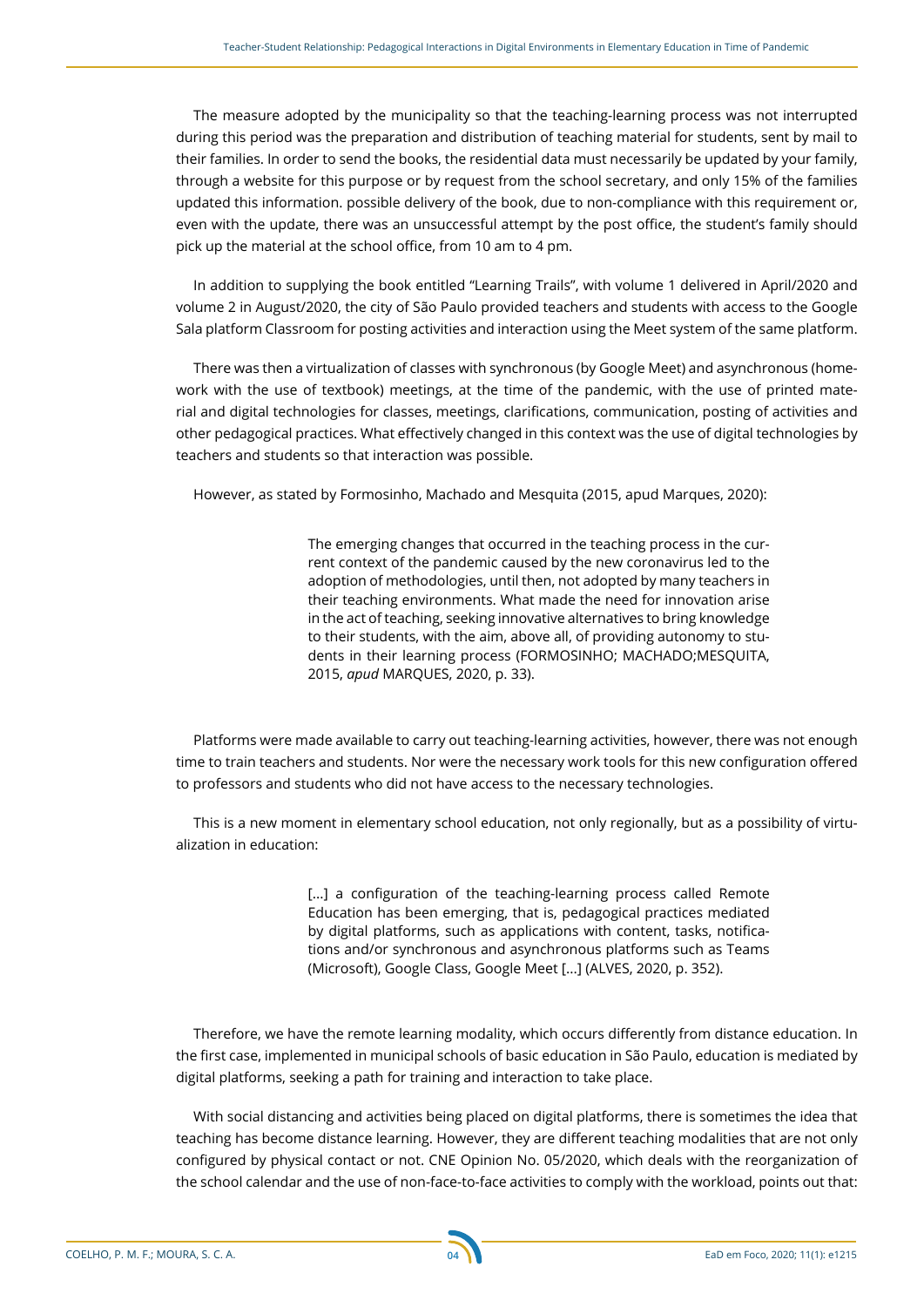The measure adopted by the municipality so that the teaching-learning process was not interrupted during this period was the preparation and distribution of teaching material for students, sent by mail to their families. In order to send the books, the residential data must necessarily be updated by your family, through a website for this purpose or by request from the school secretary, and only 15% of the families updated this information. possible delivery of the book, due to non-compliance with this requirement or, even with the update, there was an unsuccessful attempt by the post office, the student's family should pick up the material at the school office, from 10 am to 4 pm.

In addition to supplying the book entitled "Learning Trails", with volume 1 delivered in April/2020 and volume 2 in August/2020, the city of São Paulo provided teachers and students with access to the Google Sala platform Classroom for posting activities and interaction using the Meet system of the same platform.

There was then a virtualization of classes with synchronous (by Google Meet) and asynchronous (homework with the use of textbook) meetings, at the time of the pandemic, with the use of printed material and digital technologies for classes, meetings, clarifications, communication, posting of activities and other pedagogical practices. What effectively changed in this context was the use of digital technologies by teachers and students so that interaction was possible.

However, as stated by Formosinho, Machado and Mesquita (2015, apud Marques, 2020):

> The emerging changes that occurred in the teaching process in the current context of the pandemic caused by the new coronavirus led to the adoption of methodologies, until then, not adopted by many teachers in their teaching environments. What made the need for innovation arise in the act of teaching, seeking innovative alternatives to bring knowledge to their students, with the aim, above all, of providing autonomy to students in their learning process (FORMOSINHO; MACHADO;MESQUITA, 2015, *apud* MARQUES, 2020, p. 33).

Platforms were made available to carry out teaching-learning activities, however, there was not enough time to train teachers and students. Nor were the necessary work tools for this new configuration offered to professors and students who did not have access to the necessary technologies.

This is a new moment in elementary school education, not only regionally, but as a possibility of virtualization in education:

> [...] a configuration of the teaching-learning process called Remote Education has been emerging, that is, pedagogical practices mediated by digital platforms, such as applications with content, tasks, notifications and/or synchronous and asynchronous platforms such as Teams (Microsoft), Google Class, Google Meet [...] (ALVES, 2020, p. 352).

Therefore, we have the remote learning modality, which occurs differently from distance education. In the first case, implemented in municipal schools of basic education in São Paulo, education is mediated by digital platforms, seeking a path for training and interaction to take place.

With social distancing and activities being placed on digital platforms, there is sometimes the idea that teaching has become distance learning. However, they are different teaching modalities that are not only configured by physical contact or not. CNE Opinion No. 05/2020, which deals with the reorganization of the school calendar and the use of non-face-to-face activities to comply with the workload, points out that: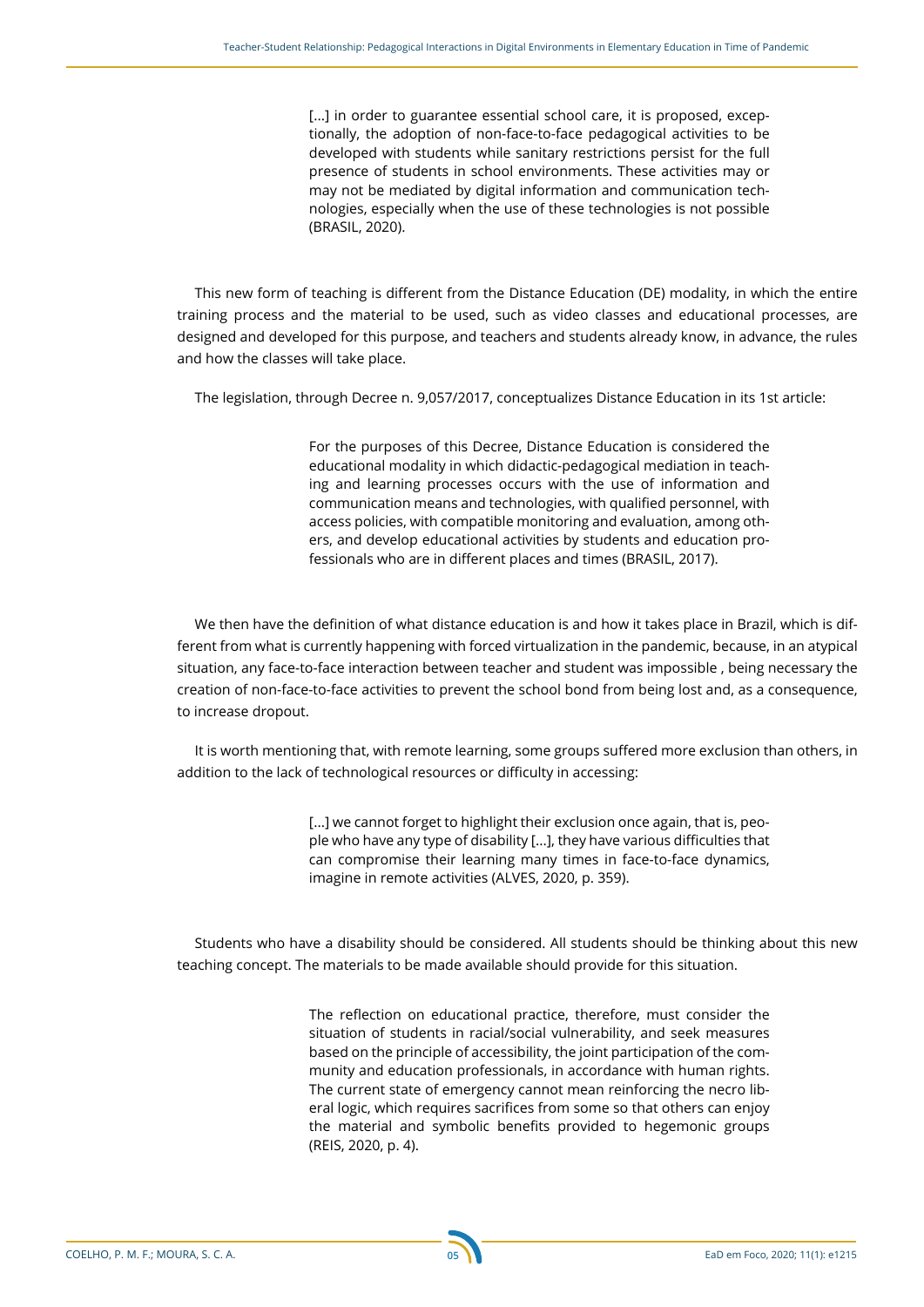> [...] in order to guarantee essential school care, it is proposed, exceptionally, the adoption of non-face-to-face pedagogical activities to be developed with students while sanitary restrictions persist for the full presence of students in school environments. These activities may or may not be mediated by digital information and communication technologies, especially when the use of these technologies is not possible (BRASIL, 2020).

This new form of teaching is different from the Distance Education (DE) modality, in which the entire training process and the material to be used, such as video classes and educational processes, are designed and developed for this purpose, and teachers and students already know, in advance, the rules and how the classes will take place.

The legislation, through Decree n. 9,057/2017, conceptualizes Distance Education in its 1st article:

> For the purposes of this Decree, Distance Education is considered the educational modality in which didactic-pedagogical mediation in teaching and learning processes occurs with the use of information and communication means and technologies, with qualified personnel, with access policies, with compatible monitoring and evaluation, among others, and develop educational activities by students and education professionals who are in different places and times (BRASIL, 2017).

We then have the definition of what distance education is and how it takes place in Brazil, which is different from what is currently happening with forced virtualization in the pandemic, because, in an atypical situation, any face-to-face interaction between teacher and student was impossible , being necessary the creation of non-face-to-face activities to prevent the school bond from being lost and, as a consequence, to increase dropout.

It is worth mentioning that, with remote learning, some groups suffered more exclusion than others, in addition to the lack of technological resources or difficulty in accessing:

> [...] we cannot forget to highlight their exclusion once again, that is, people who have any type of disability [...], they have various difficulties that can compromise their learning many times in face-to-face dynamics, imagine in remote activities (ALVES, 2020, p. 359).

Students who have a disability should be considered. All students should be thinking about this new teaching concept. The materials to be made available should provide for this situation.

> The reflection on educational practice, therefore, must consider the situation of students in racial/social vulnerability, and seek measures based on the principle of accessibility, the joint participation of the community and education professionals, in accordance with human rights. The current state of emergency cannot mean reinforcing the necro liberal logic, which requires sacrifices from some so that others can enjoy the material and symbolic benefits provided to hegemonic groups (REIS, 2020, p. 4).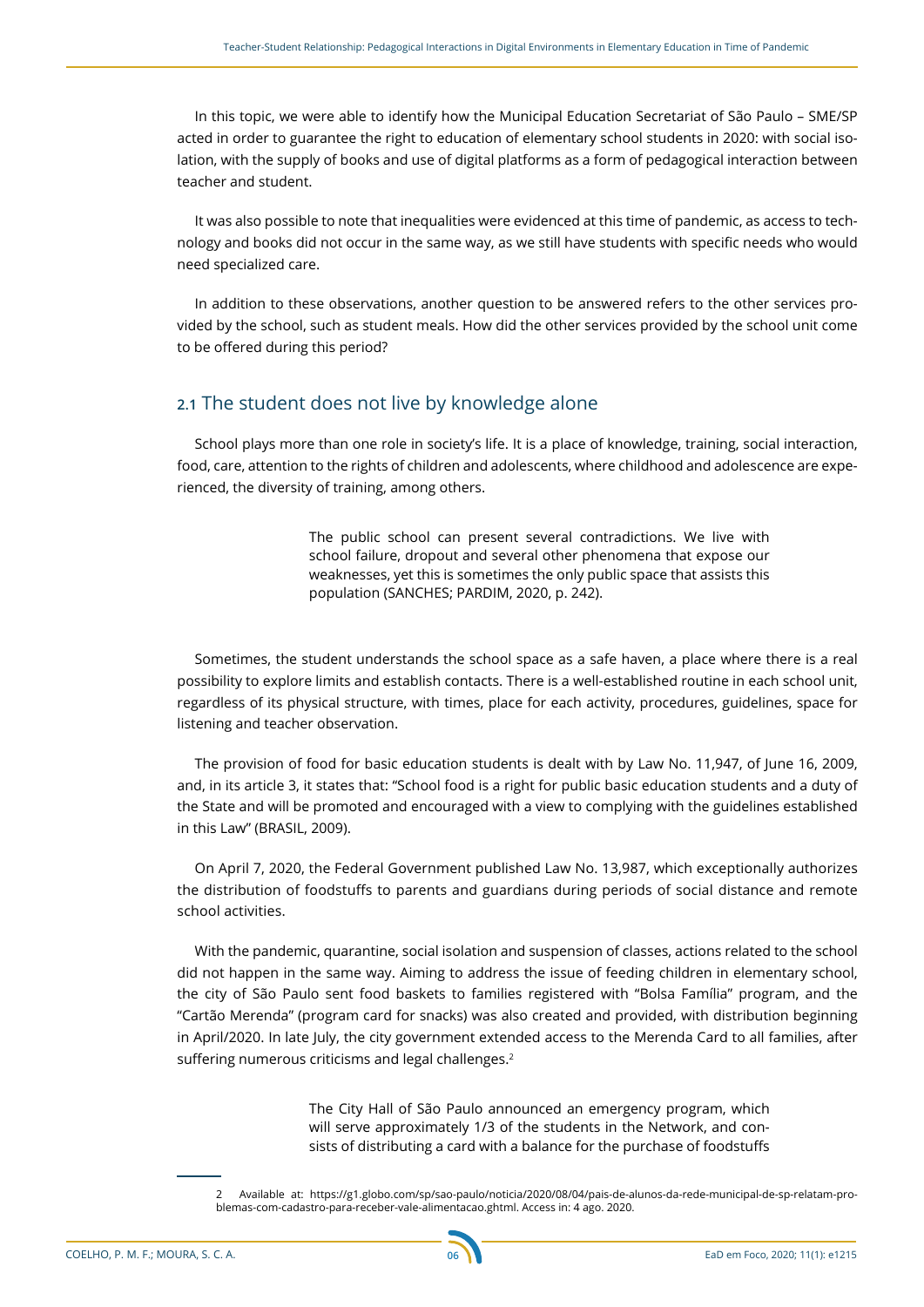In this topic, we were able to identify how the Municipal Education Secretariat of São Paulo – SME/SP acted in order to guarantee the right to education of elementary school students in 2020: with social isolation, with the supply of books and use of digital platforms as a form of pedagogical interaction between teacher and student.

It was also possible to note that inequalities were evidenced at this time of pandemic, as access to technology and books did not occur in the same way, as we still have students with specific needs who would need specialized care.

In addition to these observations, another question to be answered refers to the other services provided by the school, such as student meals. How did the other services provided by the school unit come to be offered during this period?

## 2.1 The student does not live by knowledge alone

School plays more than one role in society's life. It is a place of knowledge, training, social interaction, food, care, attention to the rights of children and adolescents, where childhood and adolescence are experienced, the diversity of training, among others.

> The public school can present several contradictions. We live with school failure, dropout and several other phenomena that expose our weaknesses, yet this is sometimes the only public space that assists this population (SANCHES; PARDIM, 2020, p. 242).

Sometimes, the student understands the school space as a safe haven, a place where there is a real possibility to explore limits and establish contacts. There is a well-established routine in each school unit, regardless of its physical structure, with times, place for each activity, procedures, guidelines, space for listening and teacher observation.

The provision of food for basic education students is dealt with by Law No. 11,947, of June 16, 2009, and, in its article 3, it states that: "School food is a right for public basic education students and a duty of the State and will be promoted and encouraged with a view to complying with the guidelines established in this Law" (BRASIL, 2009).

On April 7, 2020, the Federal Government published Law No. 13,987, which exceptionally authorizes the distribution of foodstuffs to parents and guardians during periods of social distance and remote school activities.

With the pandemic, quarantine, social isolation and suspension of classes, actions related to the school did not happen in the same way. Aiming to address the issue of feeding children in elementary school, the city of São Paulo sent food baskets to families registered with "Bolsa Família" program, and the "Cartão Merenda" (program card for snacks) was also created and provided, with distribution beginning in April/2020. In late July, the city government extended access to the Merenda Card to all families, after suffering numerous criticisms and legal challenges.[2]

> The City Hall of São Paulo announced an emergency program, which will serve approximately 1/3 of the students in the Network, and consists of distributing a card with a balance for the purchase of foodstuffs

2 Available at: https://g1.globo.com/sp/sao-paulo/noticia/2020/08/04/pais-de-alunos-da-rede-municipal-de-sp-relatam-problemas-com-cadastro-para-receber-vale-alimentacao.ghtml. Access in: 4 ago. 2020.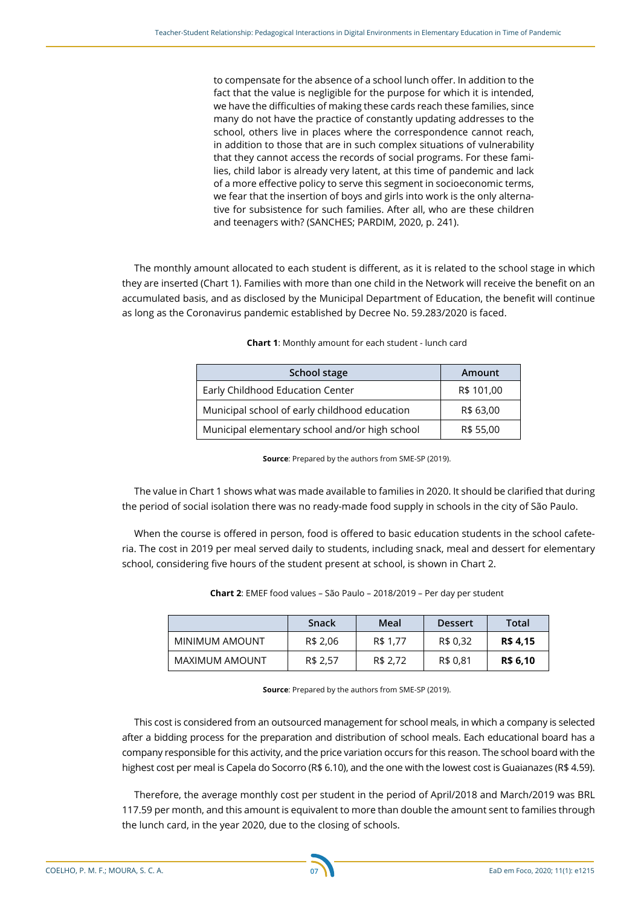> to compensate for the absence of a school lunch offer. In addition to the fact that the value is negligible for the purpose for which it is intended, we have the difficulties of making these cards reach these families, since many do not have the practice of constantly updating addresses to the school, others live in places where the correspondence cannot reach, in addition to those that are in such complex situations of vulnerability that they cannot access the records of social programs. For these families, child labor is already very latent, at this time of pandemic and lack of a more effective policy to serve this segment in socioeconomic terms, we fear that the insertion of boys and girls into work is the only alternative for subsistence for such families. After all, who are these children and teenagers with? (SANCHES; PARDIM, 2020, p. 241).

The monthly amount allocated to each student is different, as it is related to the school stage in which they are inserted (Chart 1). Families with more than one child in the Network will receive the benefit on an accumulated basis, and as disclosed by the Municipal Department of Education, the benefit will continue as long as the Coronavirus pandemic established by Decree No. 59.283/2020 is faced.

**Chart 1**: Monthly amount for each student - lunch card

| School stage | Amount |
|---|---|
| Early Childhood Education Center | R$ 101,00 |
| Municipal school of early childhood education | R$ 63,00 |
| Municipal elementary school and/or high school | R$ 55,00 |

**Source**: Prepared by the authors from SME-SP (2019).

The value in Chart 1 shows what was made available to families in 2020. It should be clarified that during the period of social isolation there was no ready-made food supply in schools in the city of São Paulo.

When the course is offered in person, food is offered to basic education students in the school cafeteria. The cost in 2019 per meal served daily to students, including snack, meal and dessert for elementary school, considering five hours of the student present at school, is shown in Chart 2.

**Chart 2**: EMEF food values – São Paulo – 2018/2019 – Per day per student

| | Snack | Meal | Dessert | Total |
|---|---|---|---|---|
| MINIMUM AMOUNT | R$ 2,06 | R$ 1,77 | R$ 0,32 | **R$ 4,15** |
| MAXIMUM AMOUNT | R$ 2,57 | R$ 2,72 | R$ 0,81 | **R$ 6,10** |

**Source**: Prepared by the authors from SME-SP (2019).

This cost is considered from an outsourced management for school meals, in which a company is selected after a bidding process for the preparation and distribution of school meals. Each educational board has a company responsible for this activity, and the price variation occurs for this reason. The school board with the highest cost per meal is Capela do Socorro (R$ 6.10), and the one with the lowest cost is Guaianazes (R$ 4.59).

Therefore, the average monthly cost per student in the period of April/2018 and March/2019 was BRL 117.59 per month, and this amount is equivalent to more than double the amount sent to families through the lunch card, in the year 2020, due to the closing of schools.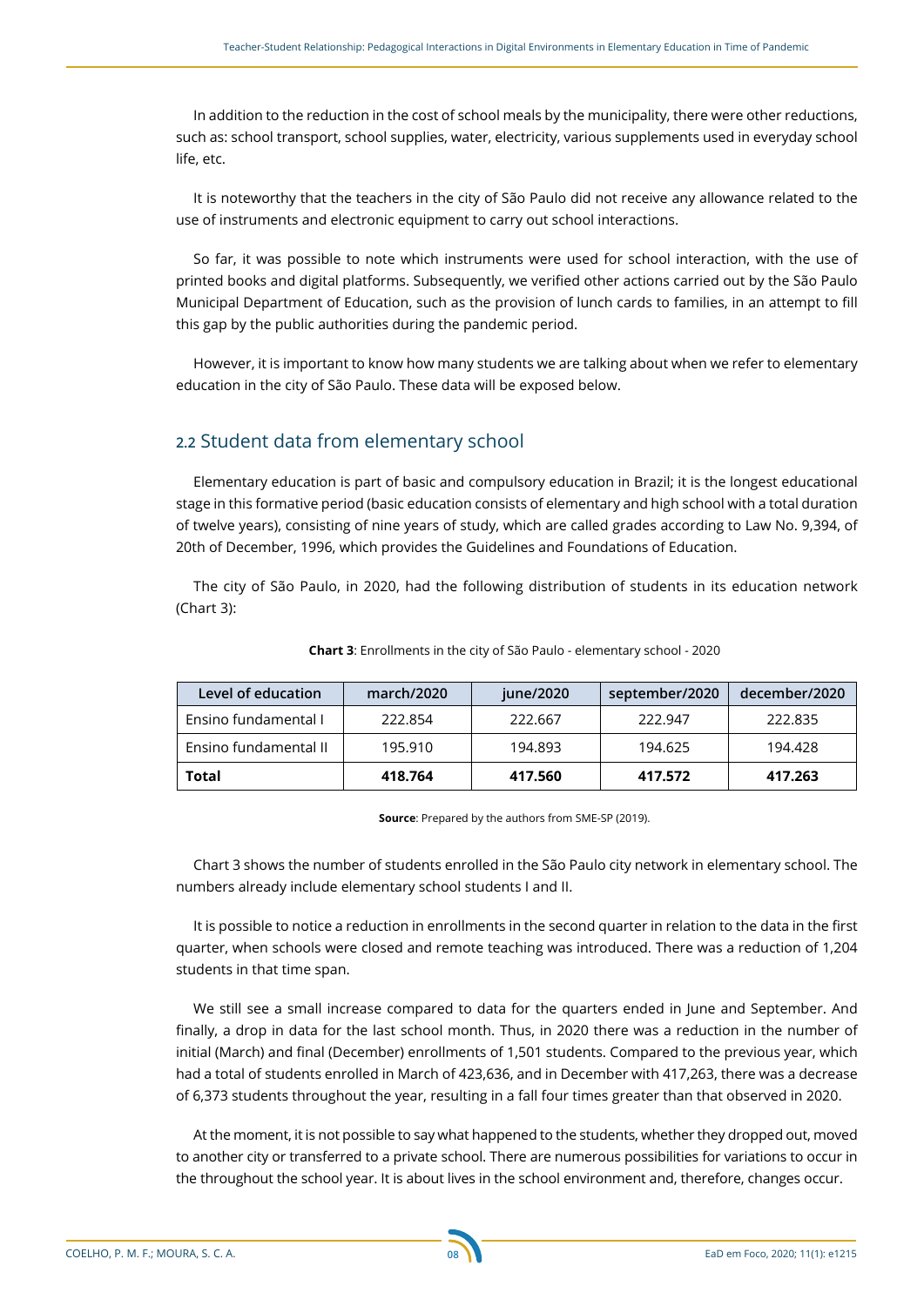In addition to the reduction in the cost of school meals by the municipality, there were other reductions, such as: school transport, school supplies, water, electricity, various supplements used in everyday school life, etc.

It is noteworthy that the teachers in the city of São Paulo did not receive any allowance related to the use of instruments and electronic equipment to carry out school interactions.

So far, it was possible to note which instruments were used for school interaction, with the use of printed books and digital platforms. Subsequently, we verified other actions carried out by the São Paulo Municipal Department of Education, such as the provision of lunch cards to families, in an attempt to fill this gap by the public authorities during the pandemic period.

However, it is important to know how many students we are talking about when we refer to elementary education in the city of São Paulo. These data will be exposed below.

## 2.2 Student data from elementary school

Elementary education is part of basic and compulsory education in Brazil; it is the longest educational stage in this formative period (basic education consists of elementary and high school with a total duration of twelve years), consisting of nine years of study, which are called grades according to Law No. 9,394, of 20th of December, 1996, which provides the Guidelines and Foundations of Education.

The city of São Paulo, in 2020, had the following distribution of students in its education network (Chart 3):

**Chart 3**: Enrollments in the city of São Paulo - elementary school - 2020

| Level of education | march/2020 | june/2020 | september/2020 | december/2020 |
|---|---|---|---|---|
| Ensino fundamental I | 222.854 | 222.667 | 222.947 | 222.835 |
| Ensino fundamental II | 195.910 | 194.893 | 194.625 | 194.428 |
| **Total** | **418.764** | **417.560** | **417.572** | **417.263** |

**Source**: Prepared by the authors from SME-SP (2019).

Chart 3 shows the number of students enrolled in the São Paulo city network in elementary school. The numbers already include elementary school students I and II.

It is possible to notice a reduction in enrollments in the second quarter in relation to the data in the first quarter, when schools were closed and remote teaching was introduced. There was a reduction of 1,204 students in that time span.

We still see a small increase compared to data for the quarters ended in June and September. And finally, a drop in data for the last school month. Thus, in 2020 there was a reduction in the number of initial (March) and final (December) enrollments of 1,501 students. Compared to the previous year, which had a total of students enrolled in March of 423,636, and in December with 417,263, there was a decrease of 6,373 students throughout the year, resulting in a fall four times greater than that observed in 2020.

At the moment, it is not possible to say what happened to the students, whether they dropped out, moved to another city or transferred to a private school. There are numerous possibilities for variations to occur in the throughout the school year. It is about lives in the school environment and, therefore, changes occur.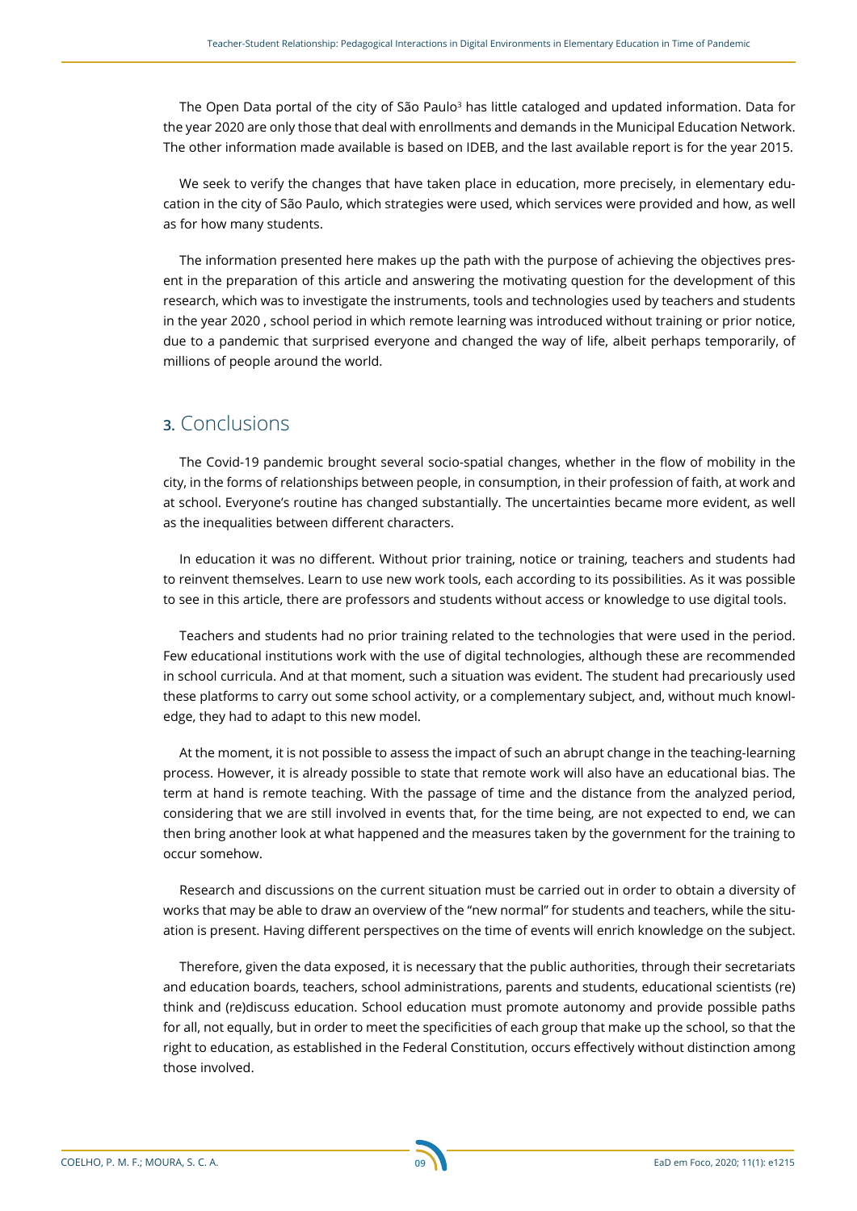The Open Data portal of the city of São Paulo[3] has little cataloged and updated information. Data for the year 2020 are only those that deal with enrollments and demands in the Municipal Education Network. The other information made available is based on IDEB, and the last available report is for the year 2015.

We seek to verify the changes that have taken place in education, more precisely, in elementary education in the city of São Paulo, which strategies were used, which services were provided and how, as well as for how many students.

The information presented here makes up the path with the purpose of achieving the objectives present in the preparation of this article and answering the motivating question for the development of this research, which was to investigate the instruments, tools and technologies used by teachers and students in the year 2020 , school period in which remote learning was introduced without training or prior notice, due to a pandemic that surprised everyone and changed the way of life, albeit perhaps temporarily, of millions of people around the world.

## 3. Conclusions

The Covid-19 pandemic brought several socio-spatial changes, whether in the flow of mobility in the city, in the forms of relationships between people, in consumption, in their profession of faith, at work and at school. Everyone's routine has changed substantially. The uncertainties became more evident, as well as the inequalities between different characters.

In education it was no different. Without prior training, notice or training, teachers and students had to reinvent themselves. Learn to use new work tools, each according to its possibilities. As it was possible to see in this article, there are professors and students without access or knowledge to use digital tools.

Teachers and students had no prior training related to the technologies that were used in the period. Few educational institutions work with the use of digital technologies, although these are recommended in school curricula. And at that moment, such a situation was evident. The student had precariously used these platforms to carry out some school activity, or a complementary subject, and, without much knowledge, they had to adapt to this new model.

At the moment, it is not possible to assess the impact of such an abrupt change in the teaching-learning process. However, it is already possible to state that remote work will also have an educational bias. The term at hand is remote teaching. With the passage of time and the distance from the analyzed period, considering that we are still involved in events that, for the time being, are not expected to end, we can then bring another look at what happened and the measures taken by the government for the training to occur somehow.

Research and discussions on the current situation must be carried out in order to obtain a diversity of works that may be able to draw an overview of the "new normal" for students and teachers, while the situation is present. Having different perspectives on the time of events will enrich knowledge on the subject.

Therefore, given the data exposed, it is necessary that the public authorities, through their secretariats and education boards, teachers, school administrations, parents and students, educational scientists (re) think and (re)discuss education. School education must promote autonomy and provide possible paths for all, not equally, but in order to meet the specificities of each group that make up the school, so that the right to education, as established in the Federal Constitution, occurs effectively without distinction among those involved.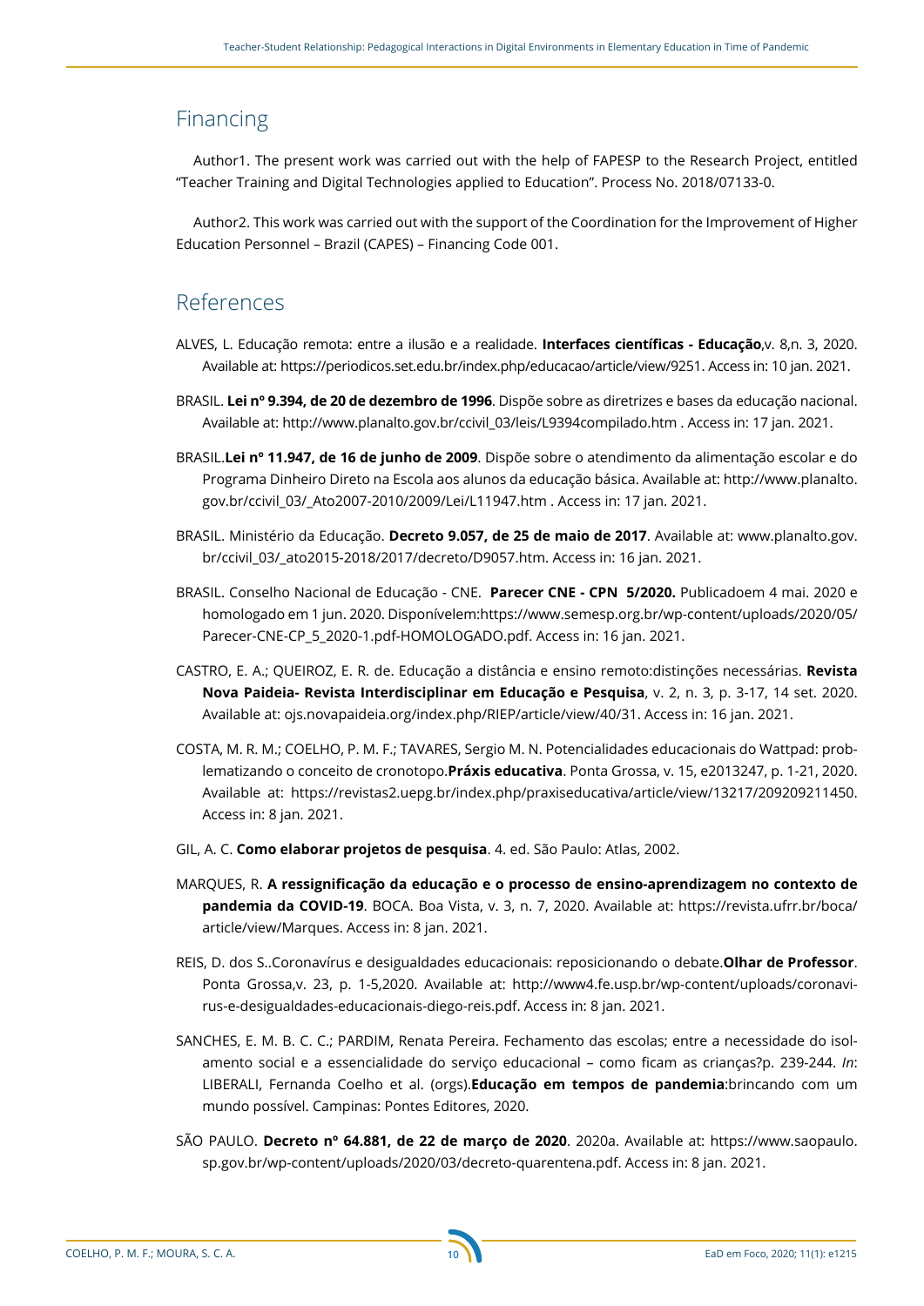## Financing

Author1. The present work was carried out with the help of FAPESP to the Research Project, entitled "Teacher Training and Digital Technologies applied to Education". Process No. 2018/07133-0.

Author2. This work was carried out with the support of the Coordination for the Improvement of Higher Education Personnel – Brazil (CAPES) – Financing Code 001.

## References

ALVES, L. Educação remota: entre a ilusão e a realidade. **Interfaces científicas - Educação**,v. 8,n. 3, 2020. Available at: https://periodicos.set.edu.br/index.php/educacao/article/view/9251. Access in: 10 jan. 2021.

BRASIL. **Lei nº 9.394, de 20 de dezembro de 1996**. Dispõe sobre as diretrizes e bases da educação nacional. Available at: http://www.planalto.gov.br/ccivil_03/leis/L9394compilado.htm . Access in: 17 jan. 2021.

BRASIL.**Lei nº 11.947, de 16 de junho de 2009**. Dispõe sobre o atendimento da alimentação escolar e do Programa Dinheiro Direto na Escola aos alunos da educação básica. Available at: http://www.planalto.gov.br/ccivil_03/_Ato2007-2010/2009/Lei/L11947.htm . Access in: 17 jan. 2021.

BRASIL. Ministério da Educação. **Decreto 9.057, de 25 de maio de 2017**. Available at: www.planalto.gov.br/ccivil_03/_ato2015-2018/2017/decreto/D9057.htm. Access in: 16 jan. 2021.

BRASIL. Conselho Nacional de Educação - CNE. **Parecer CNE - CPN 5/2020.** Publicadoem 4 mai. 2020 e homologado em 1 jun. 2020. Disponívelem:https://www.semesp.org.br/wp-content/uploads/2020/05/Parecer-CNE-CP_5_2020-1.pdf-HOMOLOGADO.pdf. Access in: 16 jan. 2021.

CASTRO, E. A.; QUEIROZ, E. R. de. Educação a distância e ensino remoto:distinções necessárias. **Revista Nova Paideia- Revista Interdisciplinar em Educação e Pesquisa**, v. 2, n. 3, p. 3-17, 14 set. 2020. Available at: ojs.novapaideia.org/index.php/RIEP/article/view/40/31. Access in: 16 jan. 2021.

COSTA, M. R. M.; COELHO, P. M. F.; TAVARES, Sergio M. N. Potencialidades educacionais do Wattpad: problematizando o conceito de cronotopo.**Práxis educativa**. Ponta Grossa, v. 15, e2013247, p. 1-21, 2020. Available at: https://revistas2.uepg.br/index.php/praxiseducativa/article/view/13217/209209211450. Access in: 8 jan. 2021.

GIL, A. C. **Como elaborar projetos de pesquisa**. 4. ed. São Paulo: Atlas, 2002.

MARQUES, R. **A ressignificação da educação e o processo de ensino-aprendizagem no contexto de pandemia da COVID-19**. BOCA. Boa Vista, v. 3, n. 7, 2020. Available at: https://revista.ufrr.br/boca/article/view/Marques. Access in: 8 jan. 2021.

REIS, D. dos S..Coronavírus e desigualdades educacionais: reposicionando o debate.**Olhar de Professor**. Ponta Grossa,v. 23, p. 1-5,2020. Available at: http://www4.fe.usp.br/wp-content/uploads/coronavirus-e-desigualdades-educacionais-diego-reis.pdf. Access in: 8 jan. 2021.

SANCHES, E. M. B. C. C.; PARDIM, Renata Pereira. Fechamento das escolas; entre a necessidade do isolamento social e a essencialidade do serviço educacional – como ficam as crianças?p. 239-244. *In*: LIBERALI, Fernanda Coelho et al. (orgs).**Educação em tempos de pandemia**:brincando com um mundo possível. Campinas: Pontes Editores, 2020.

SÃO PAULO. **Decreto nº 64.881, de 22 de março de 2020**. 2020a. Available at: https://www.saopaulo.sp.gov.br/wp-content/uploads/2020/03/decreto-quarentena.pdf. Access in: 8 jan. 2021.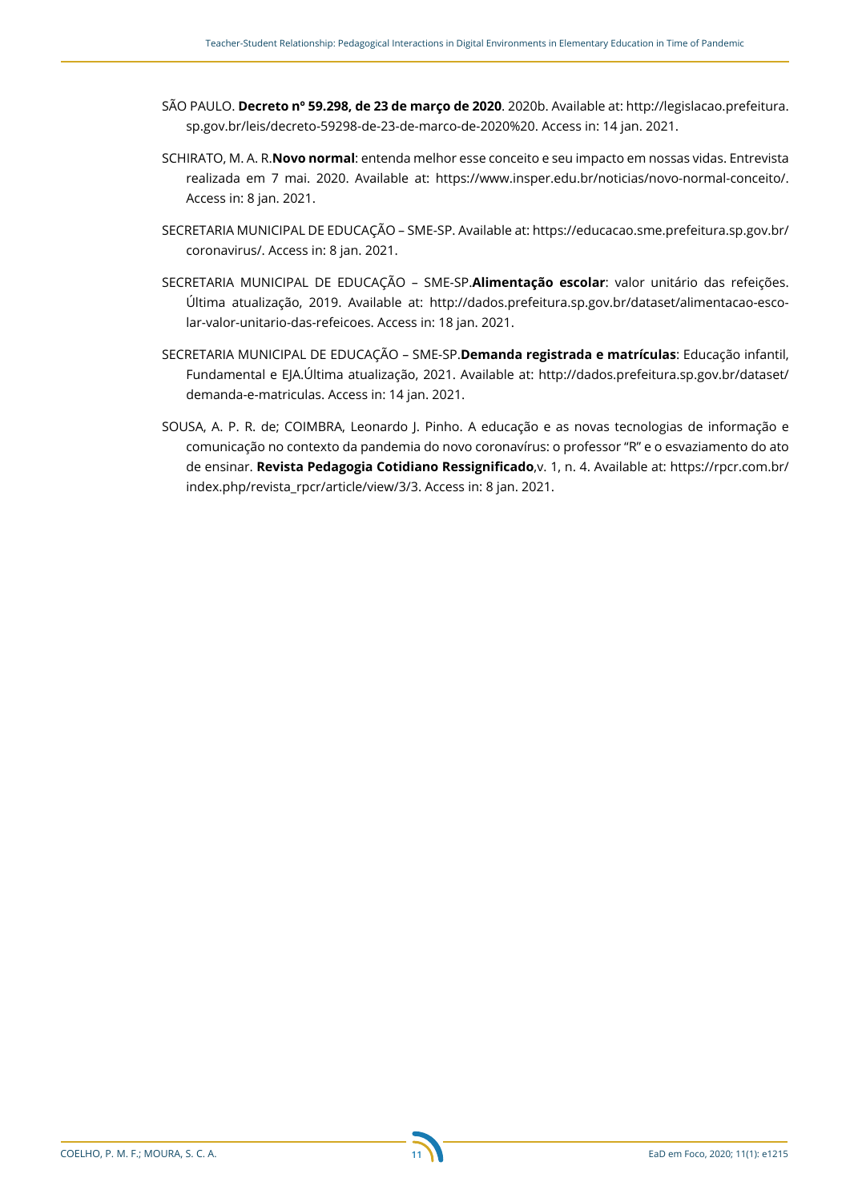SÃO PAULO. **Decreto nº 59.298, de 23 de março de 2020**. 2020b. Available at: http://legislacao.prefeitura.sp.gov.br/leis/decreto-59298-de-23-de-marco-de-2020%20. Access in: 14 jan. 2021.

SCHIRATO, M. A. R.**Novo normal**: entenda melhor esse conceito e seu impacto em nossas vidas. Entrevista realizada em 7 mai. 2020. Available at: https://www.insper.edu.br/noticias/novo-normal-conceito/. Access in: 8 jan. 2021.

SECRETARIA MUNICIPAL DE EDUCAÇÃO – SME-SP. Available at: https://educacao.sme.prefeitura.sp.gov.br/coronavirus/. Access in: 8 jan. 2021.

SECRETARIA MUNICIPAL DE EDUCAÇÃO – SME-SP.**Alimentação escolar**: valor unitário das refeições. Última atualização, 2019. Available at: http://dados.prefeitura.sp.gov.br/dataset/alimentacao-escolar-valor-unitario-das-refeicoes. Access in: 18 jan. 2021.

SECRETARIA MUNICIPAL DE EDUCAÇÃO – SME-SP.**Demanda registrada e matrículas**: Educação infantil, Fundamental e EJA.Última atualização, 2021. Available at: http://dados.prefeitura.sp.gov.br/dataset/demanda-e-matriculas. Access in: 14 jan. 2021.

SOUSA, A. P. R. de; COIMBRA, Leonardo J. Pinho. A educação e as novas tecnologias de informação e comunicação no contexto da pandemia do novo coronavírus: o professor "R" e o esvaziamento do ato de ensinar. **Revista Pedagogia Cotidiano Ressignificado**,v. 1, n. 4. Available at: https://rpcr.com.br/index.php/revista_rpcr/article/view/3/3. Access in: 8 jan. 2021.